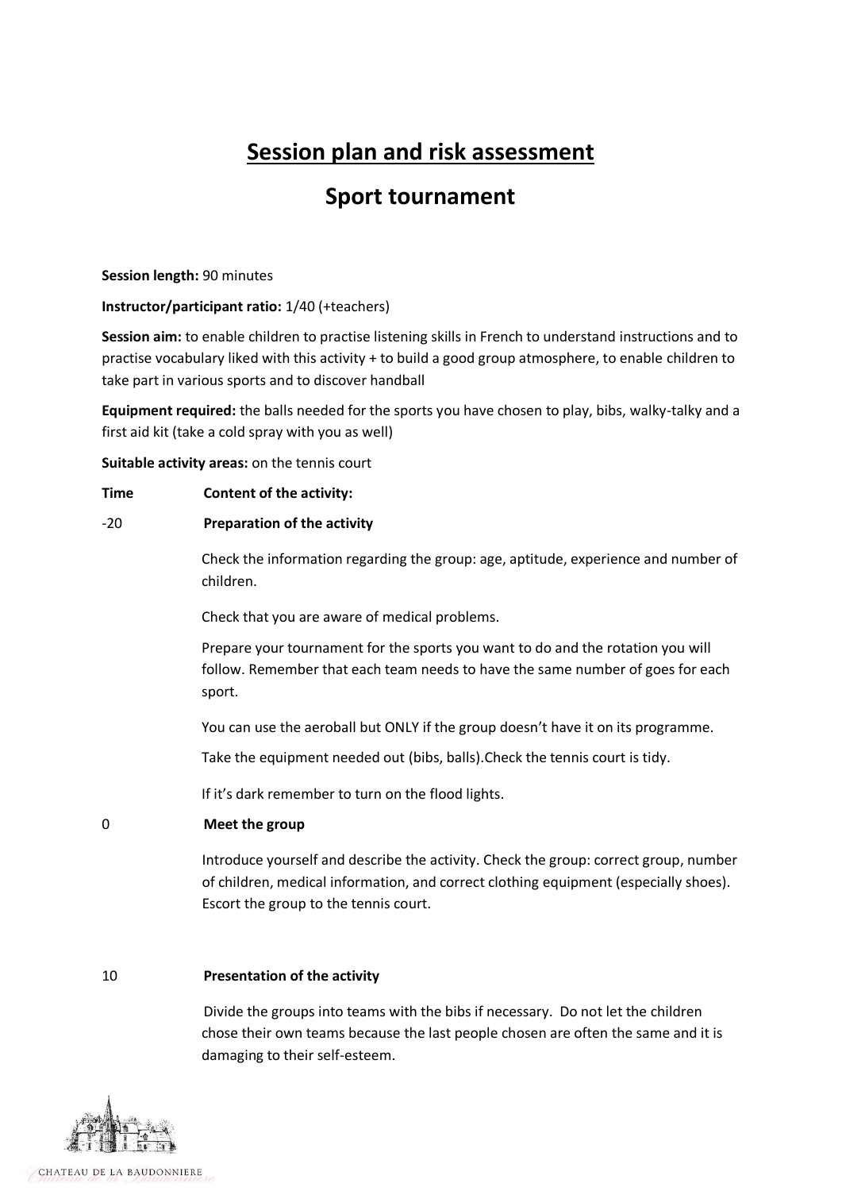# Session plan and risk assessment

## Sport tournament

**Session length:** 90 minutes

**Instructor/participant ratio:** 1/40 (+teachers)

**Session aim:** to enable children to practise listening skills in French to understand instructions and to practise vocabulary liked with this activity + to build a good group atmosphere, to enable children to take part in various sports and to discover handball

**Equipment required:** the balls needed for the sports you have chosen to play, bibs, walky-talky and a first aid kit (take a cold spray with you as well)

**Suitable activity areas:** on the tennis court

| Time | Content of the activity: |
|---|---|
| -20 | **Preparation of the activity** |
| | Check the information regarding the group: age, aptitude, experience and number of children. |
| | Check that you are aware of medical problems. |
| | Prepare your tournament for the sports you want to do and the rotation you will follow. Remember that each team needs to have the same number of goes for each sport. |
| | You can use the aeroball but ONLY if the group doesn't have it on its programme. |
| | Take the equipment needed out (bibs, balls).Check the tennis court is tidy. |
| | If it's dark remember to turn on the flood lights. |
| 0 | **Meet the group** |
| | Introduce yourself and describe the activity. Check the group: correct group, number of children, medical information, and correct clothing equipment (especially shoes). Escort the group to the tennis court. |
| 10 | **Presentation of the activity** |
| | Divide the groups into teams with the bibs if necessary. Do not let the children chose their own teams because the last people chosen are often the same and it is damaging to their self-esteem. |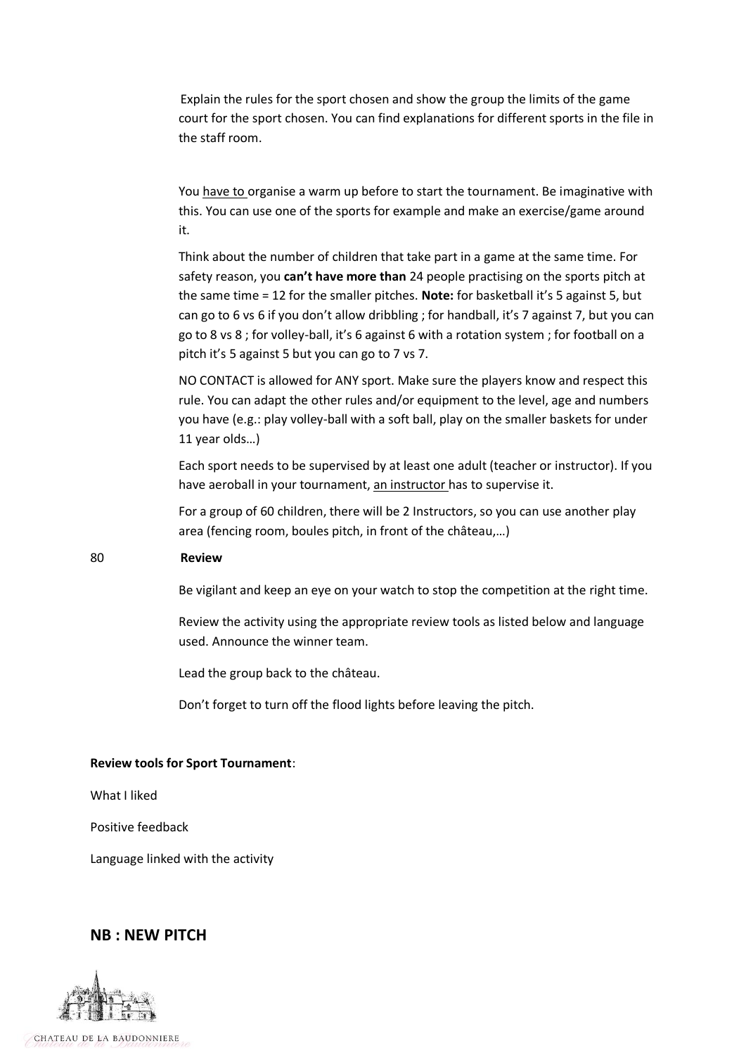Explain the rules for the sport chosen and show the group the limits of the game court for the sport chosen. You can find explanations for different sports in the file in the staff room.

You have to organise a warm up before to start the tournament. Be imaginative with this. You can use one of the sports for example and make an exercise/game around it.

Think about the number of children that take part in a game at the same time. For safety reason, you **can't have more than** 24 people practising on the sports pitch at the same time = 12 for the smaller pitches. **Note:** for basketball it's 5 against 5, but can go to 6 vs 6 if you don't allow dribbling ; for handball, it's 7 against 7, but you can go to 8 vs 8 ; for volley-ball, it's 6 against 6 with a rotation system ; for football on a pitch it's 5 against 5 but you can go to 7 vs 7.

NO CONTACT is allowed for ANY sport. Make sure the players know and respect this rule. You can adapt the other rules and/or equipment to the level, age and numbers you have (e.g.: play volley-ball with a soft ball, play on the smaller baskets for under 11 year olds…)

Each sport needs to be supervised by at least one adult (teacher or instructor). If you have aeroball in your tournament, an instructor has to supervise it.

For a group of 60 children, there will be 2 Instructors, so you can use another play area (fencing room, boules pitch, in front of the château,…)

80 **Review**

Be vigilant and keep an eye on your watch to stop the competition at the right time.

Review the activity using the appropriate review tools as listed below and language used. Announce the winner team.

Lead the group back to the château.

Don't forget to turn off the flood lights before leaving the pitch.

**Review tools for Sport Tournament**:

What I liked

Positive feedback

Language linked with the activity

## NB : NEW PITCH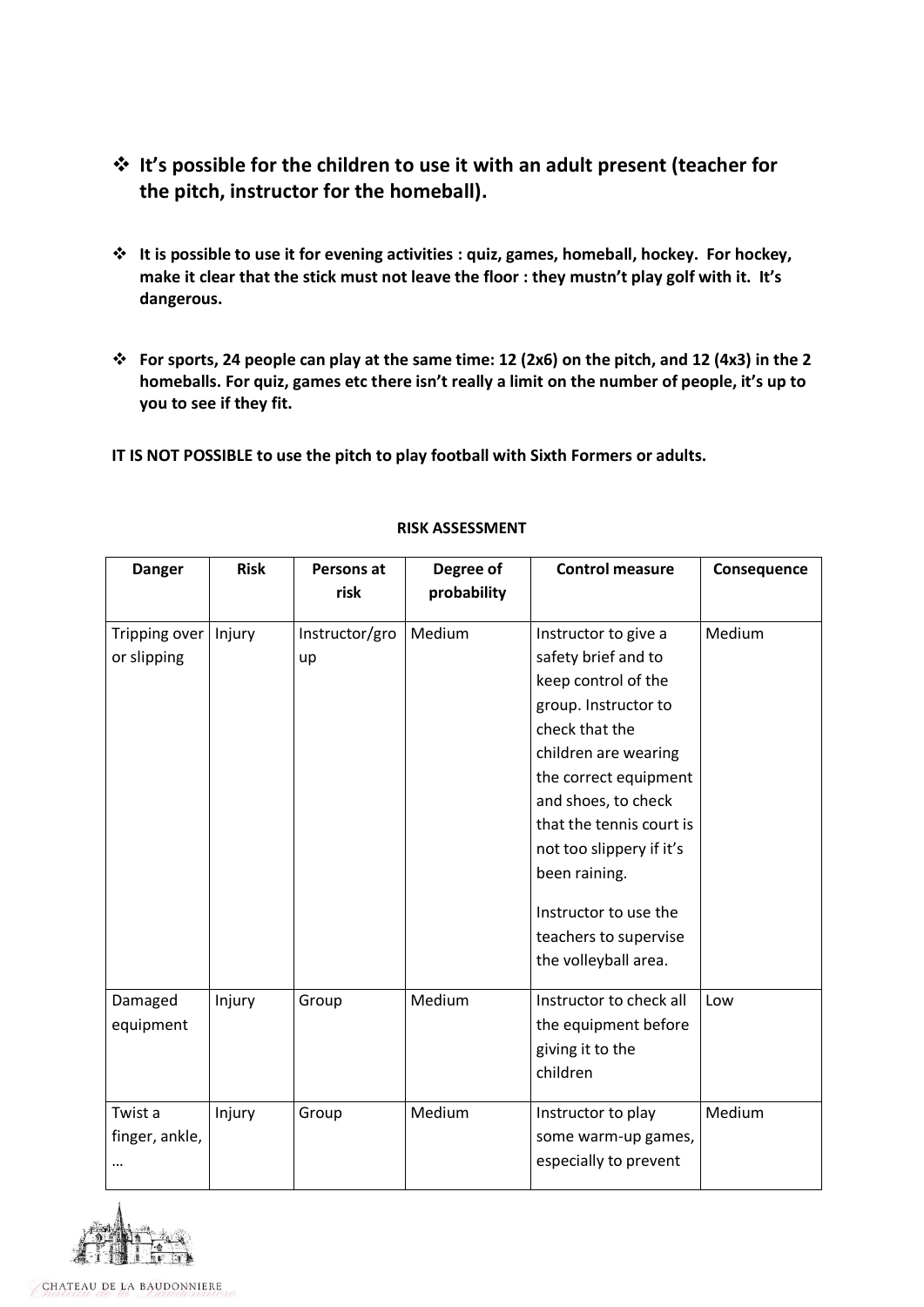- **It's possible for the children to use it with an adult present (teacher for the pitch, instructor for the homeball).**

- **It is possible to use it for evening activities : quiz, games, homeball, hockey. For hockey, make it clear that the stick must not leave the floor : they mustn't play golf with it. It's dangerous.**

- **For sports, 24 people can play at the same time: 12 (2x6) on the pitch, and 12 (4x3) in the 2 homeballs. For quiz, games etc there isn't really a limit on the number of people, it's up to you to see if they fit.**

**IT IS NOT POSSIBLE to use the pitch to play football with Sixth Formers or adults.**

**RISK ASSESSMENT**

| Danger | Risk | Persons at risk | Degree of probability | Control measure | Consequence |
|---|---|---|---|---|---|
| Tripping over or slipping | Injury | Instructor/group | Medium | Instructor to give a safety brief and to keep control of the group. Instructor to check that the children are wearing the correct equipment and shoes, to check that the tennis court is not too slippery if it's been raining. Instructor to use the teachers to supervise the volleyball area. | Medium |
| Damaged equipment | Injury | Group | Medium | Instructor to check all the equipment before giving it to the children | Low |
| Twist a finger, ankle, … | Injury | Group | Medium | Instructor to play some warm-up games, especially to prevent | Medium |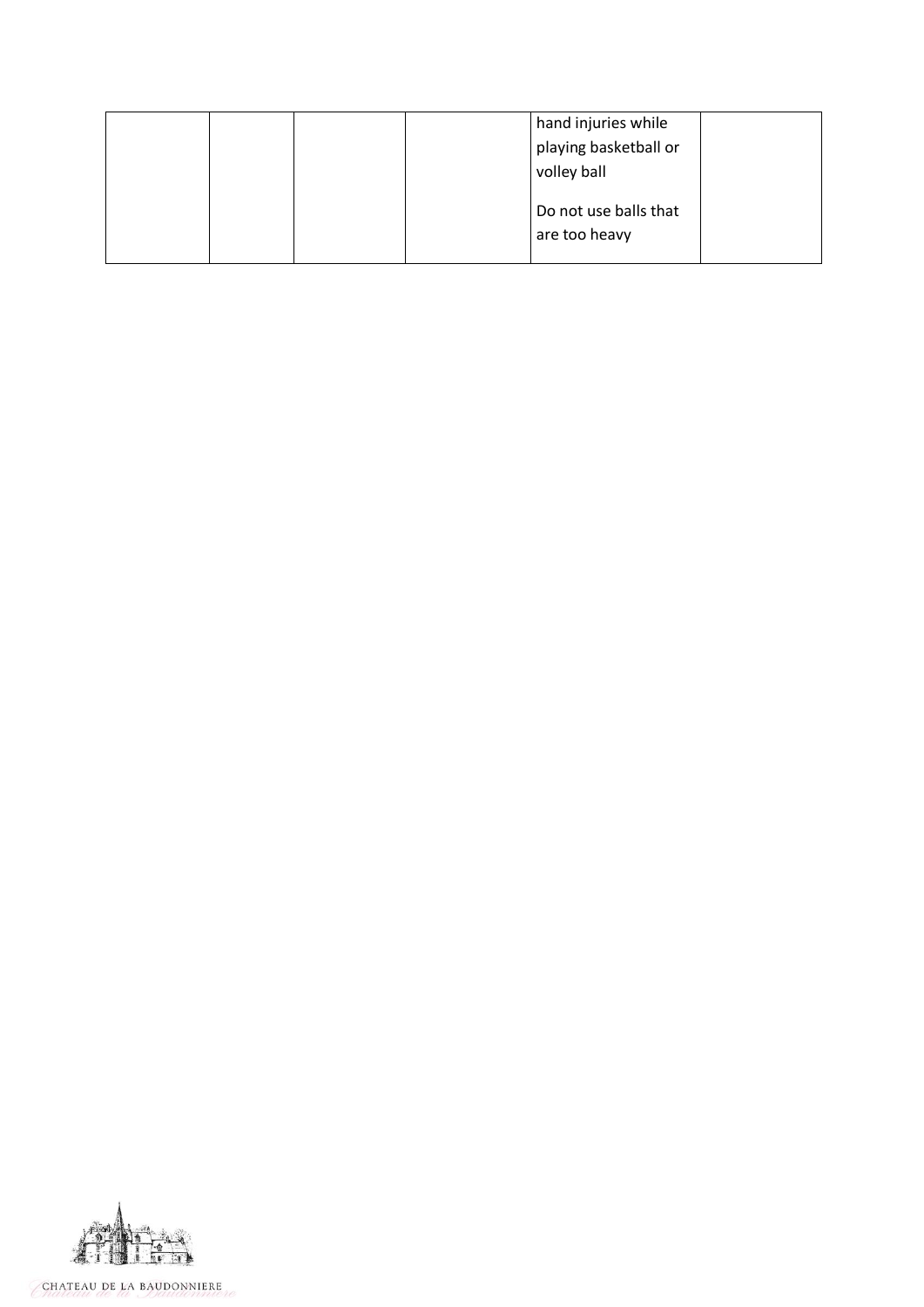| | | | | | |
|---|---|---|---|---|---|
| | | | | hand injuries while playing basketball or volley ball<br><br>Do not use balls that are too heavy | |